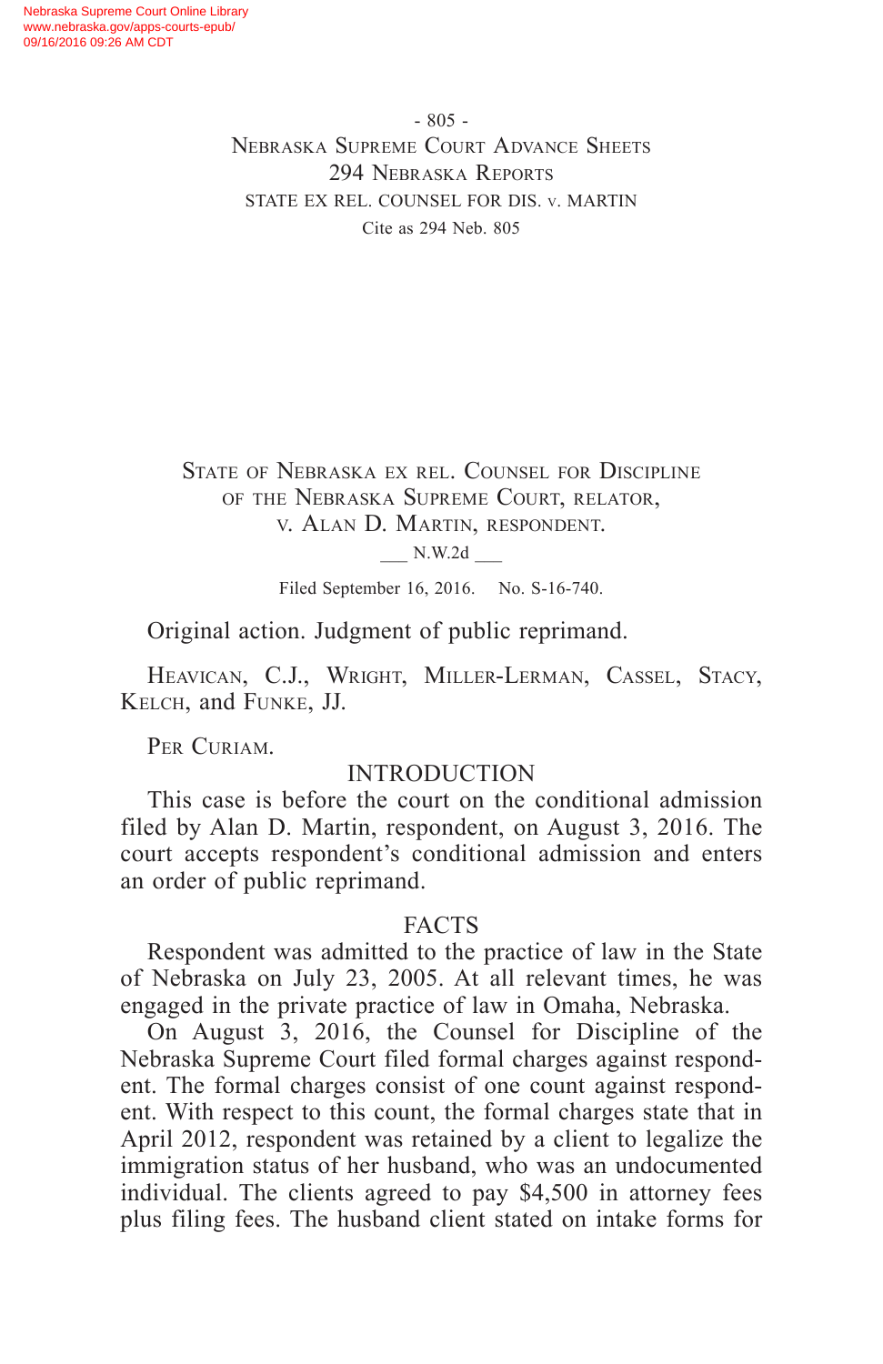State of Nebraska ex rel. Counsel for Discipline of the Nebraska Supreme Court, relator, v. Alan D. Martin, respondent.

___ N.W.2d ___

Filed September 16, 2016. No. S-16-740.

Original action. Judgment of public reprimand.

Heavican, C.J., Wright, Miller-Lerman, Cassel, Stacy, Kelch, and Funke, JJ.

Per Curiam.

## INTRODUCTION

This case is before the court on the conditional admission filed by Alan D. Martin, respondent, on August 3, 2016. The court accepts respondent's conditional admission and enters an order of public reprimand.

## FACTS

Respondent was admitted to the practice of law in the State of Nebraska on July 23, 2005. At all relevant times, he was engaged in the private practice of law in Omaha, Nebraska.

On August 3, 2016, the Counsel for Discipline of the Nebraska Supreme Court filed formal charges against respondent. The formal charges consist of one count against respondent. With respect to this count, the formal charges state that in April 2012, respondent was retained by a client to legalize the immigration status of her husband, who was an undocumented individual. The clients agreed to pay $4,500 in attorney fees plus filing fees. The husband client stated on intake forms for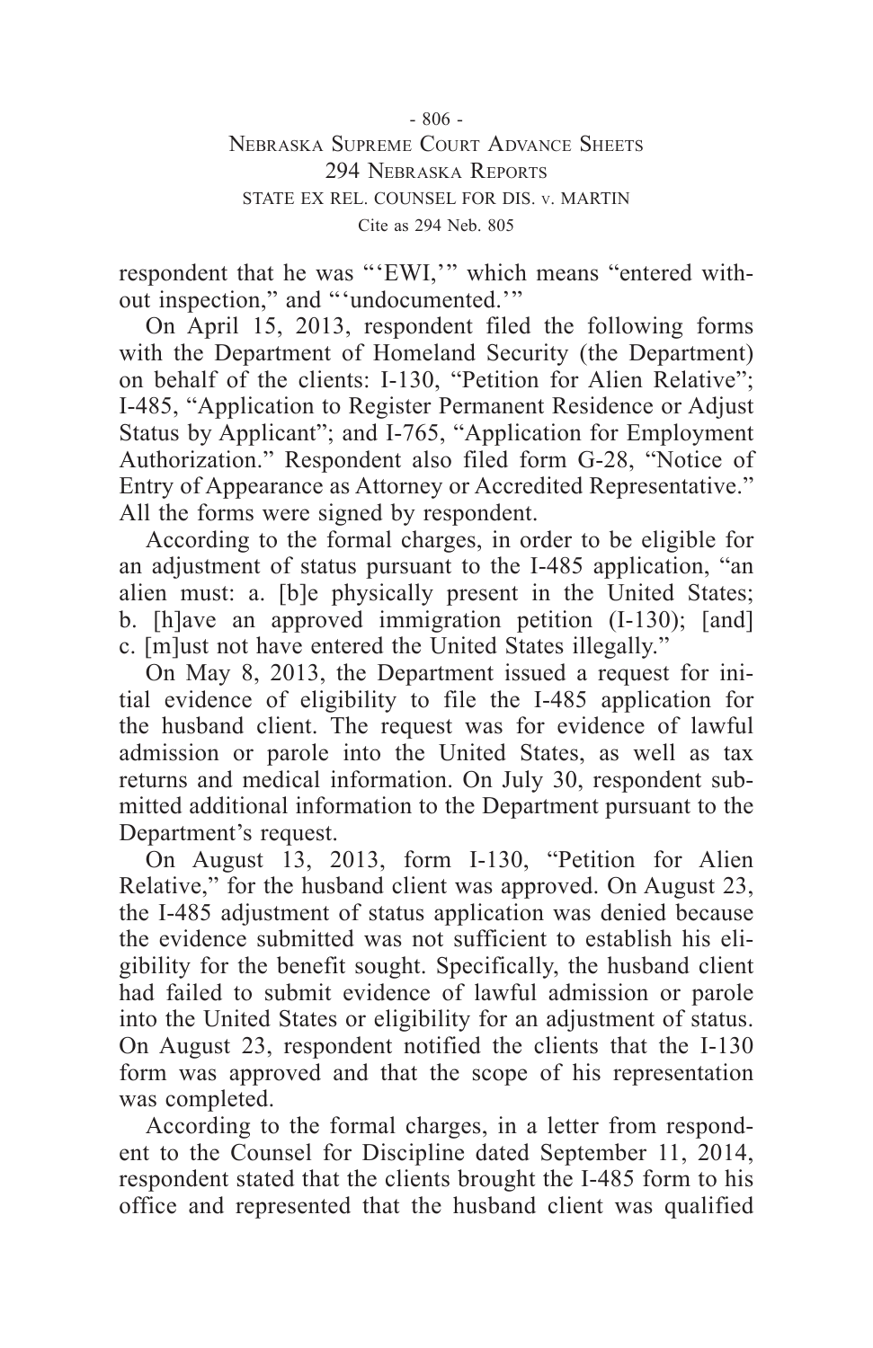respondent that he was "'EWI,'" which means "entered without inspection," and "'undocumented.'"

On April 15, 2013, respondent filed the following forms with the Department of Homeland Security (the Department) on behalf of the clients: I-130, "Petition for Alien Relative"; I-485, "Application to Register Permanent Residence or Adjust Status by Applicant"; and I-765, "Application for Employment Authorization." Respondent also filed form G-28, "Notice of Entry of Appearance as Attorney or Accredited Representative." All the forms were signed by respondent.

According to the formal charges, in order to be eligible for an adjustment of status pursuant to the I-485 application, "an alien must: a. [b]e physically present in the United States; b. [h]ave an approved immigration petition (I-130); [and] c. [m]ust not have entered the United States illegally."

On May 8, 2013, the Department issued a request for initial evidence of eligibility to file the I-485 application for the husband client. The request was for evidence of lawful admission or parole into the United States, as well as tax returns and medical information. On July 30, respondent submitted additional information to the Department pursuant to the Department's request.

On August 13, 2013, form I-130, "Petition for Alien Relative," for the husband client was approved. On August 23, the I-485 adjustment of status application was denied because the evidence submitted was not sufficient to establish his eligibility for the benefit sought. Specifically, the husband client had failed to submit evidence of lawful admission or parole into the United States or eligibility for an adjustment of status. On August 23, respondent notified the clients that the I-130 form was approved and that the scope of his representation was completed.

According to the formal charges, in a letter from respondent to the Counsel for Discipline dated September 11, 2014, respondent stated that the clients brought the I-485 form to his office and represented that the husband client was qualified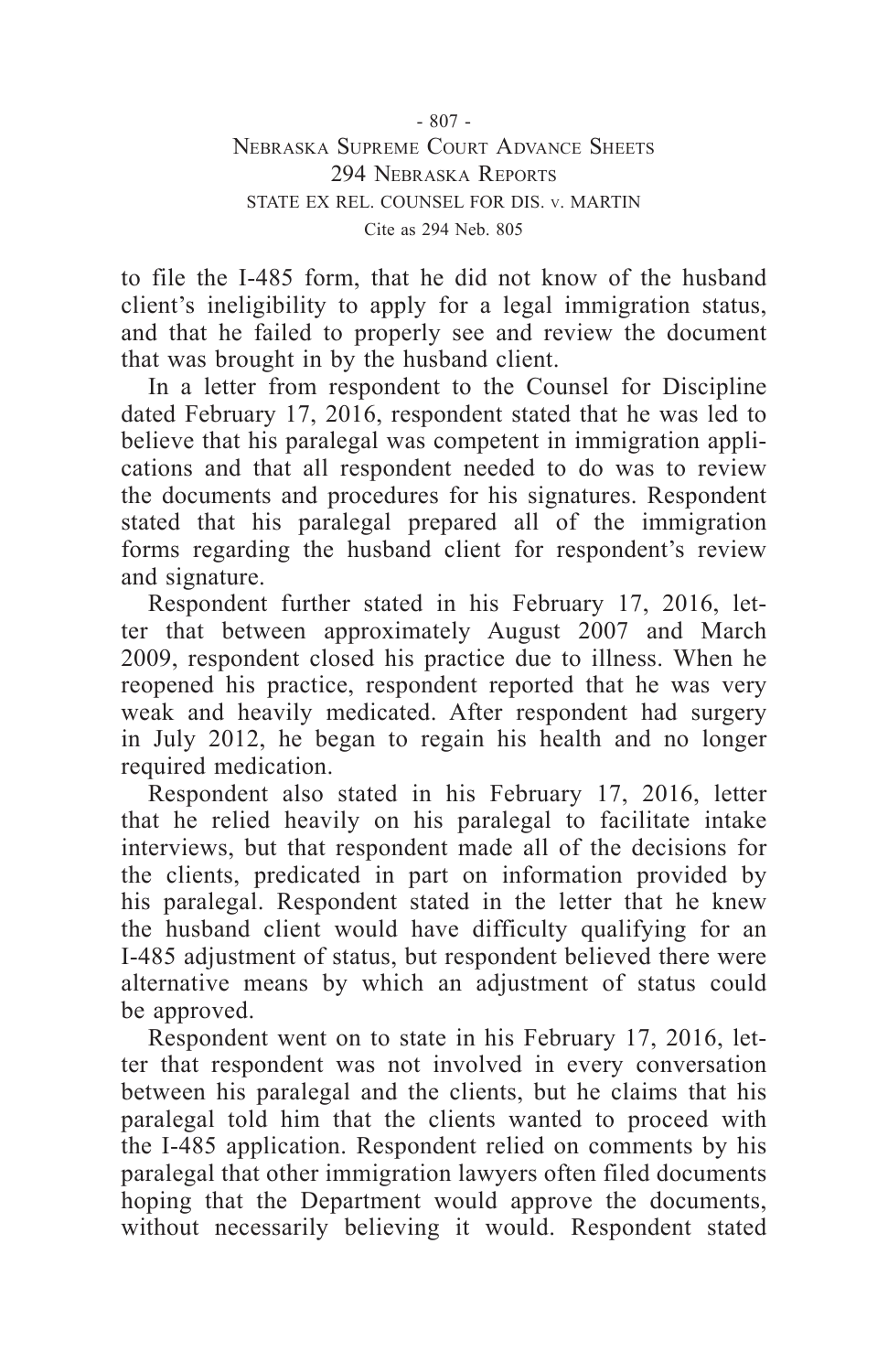to file the I-485 form, that he did not know of the husband client's ineligibility to apply for a legal immigration status, and that he failed to properly see and review the document that was brought in by the husband client.

In a letter from respondent to the Counsel for Discipline dated February 17, 2016, respondent stated that he was led to believe that his paralegal was competent in immigration applications and that all respondent needed to do was to review the documents and procedures for his signatures. Respondent stated that his paralegal prepared all of the immigration forms regarding the husband client for respondent's review and signature.

Respondent further stated in his February 17, 2016, letter that between approximately August 2007 and March 2009, respondent closed his practice due to illness. When he reopened his practice, respondent reported that he was very weak and heavily medicated. After respondent had surgery in July 2012, he began to regain his health and no longer required medication.

Respondent also stated in his February 17, 2016, letter that he relied heavily on his paralegal to facilitate intake interviews, but that respondent made all of the decisions for the clients, predicated in part on information provided by his paralegal. Respondent stated in the letter that he knew the husband client would have difficulty qualifying for an I-485 adjustment of status, but respondent believed there were alternative means by which an adjustment of status could be approved.

Respondent went on to state in his February 17, 2016, letter that respondent was not involved in every conversation between his paralegal and the clients, but he claims that his paralegal told him that the clients wanted to proceed with the I-485 application. Respondent relied on comments by his paralegal that other immigration lawyers often filed documents hoping that the Department would approve the documents, without necessarily believing it would. Respondent stated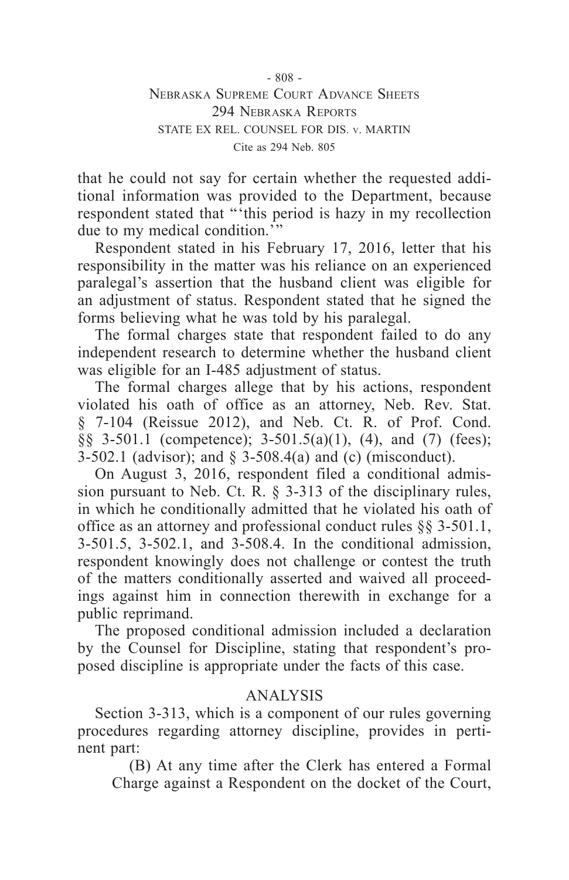that he could not say for certain whether the requested additional information was provided to the Department, because respondent stated that "'this period is hazy in my recollection due to my medical condition.'"

Respondent stated in his February 17, 2016, letter that his responsibility in the matter was his reliance on an experienced paralegal's assertion that the husband client was eligible for an adjustment of status. Respondent stated that he signed the forms believing what he was told by his paralegal.

The formal charges state that respondent failed to do any independent research to determine whether the husband client was eligible for an I-485 adjustment of status.

The formal charges allege that by his actions, respondent violated his oath of office as an attorney, Neb. Rev. Stat. § 7-104 (Reissue 2012), and Neb. Ct. R. of Prof. Cond. §§ 3-501.1 (competence); 3-501.5(a)(1), (4), and (7) (fees); 3-502.1 (advisor); and § 3-508.4(a) and (c) (misconduct).

On August 3, 2016, respondent filed a conditional admission pursuant to Neb. Ct. R. § 3-313 of the disciplinary rules, in which he conditionally admitted that he violated his oath of office as an attorney and professional conduct rules §§ 3-501.1, 3-501.5, 3-502.1, and 3-508.4. In the conditional admission, respondent knowingly does not challenge or contest the truth of the matters conditionally asserted and waived all proceedings against him in connection therewith in exchange for a public reprimand.

The proposed conditional admission included a declaration by the Counsel for Discipline, stating that respondent's proposed discipline is appropriate under the facts of this case.

## ANALYSIS

Section 3-313, which is a component of our rules governing procedures regarding attorney discipline, provides in pertinent part:

> (B) At any time after the Clerk has entered a Formal Charge against a Respondent on the docket of the Court,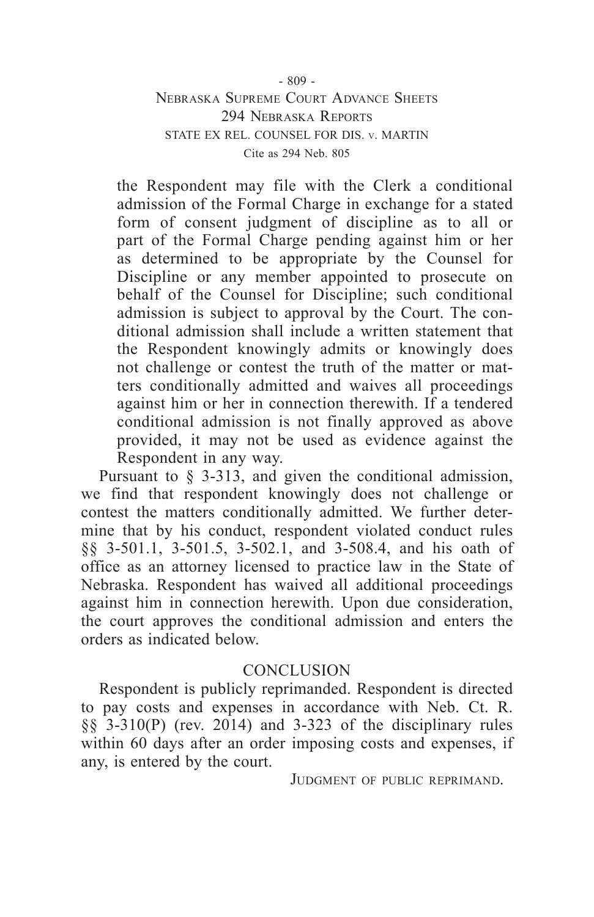> the Respondent may file with the Clerk a conditional admission of the Formal Charge in exchange for a stated form of consent judgment of discipline as to all or part of the Formal Charge pending against him or her as determined to be appropriate by the Counsel for Discipline or any member appointed to prosecute on behalf of the Counsel for Discipline; such conditional admission is subject to approval by the Court. The conditional admission shall include a written statement that the Respondent knowingly admits or knowingly does not challenge or contest the truth of the matter or matters conditionally admitted and waives all proceedings against him or her in connection therewith. If a tendered conditional admission is not finally approved as above provided, it may not be used as evidence against the Respondent in any way.

Pursuant to § 3-313, and given the conditional admission, we find that respondent knowingly does not challenge or contest the matters conditionally admitted. We further determine that by his conduct, respondent violated conduct rules §§ 3-501.1, 3-501.5, 3-502.1, and 3-508.4, and his oath of office as an attorney licensed to practice law in the State of Nebraska. Respondent has waived all additional proceedings against him in connection herewith. Upon due consideration, the court approves the conditional admission and enters the orders as indicated below.

## CONCLUSION

Respondent is publicly reprimanded. Respondent is directed to pay costs and expenses in accordance with Neb. Ct. R. §§ 3-310(P) (rev. 2014) and 3-323 of the disciplinary rules within 60 days after an order imposing costs and expenses, if any, is entered by the court.

Judgment of public reprimand.